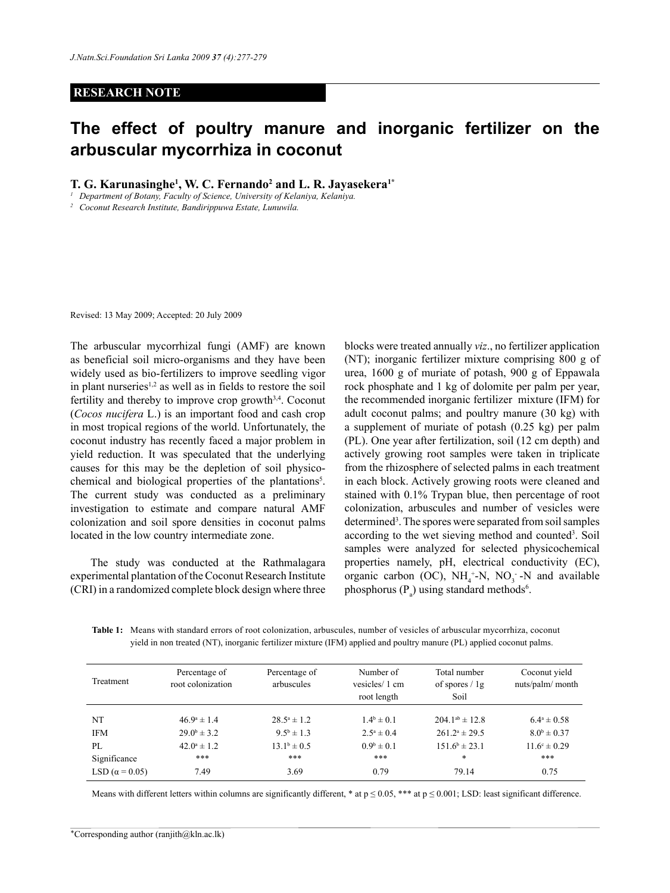**RESEARCH NOTE**

# The effect of poultry manure and inorganic fertilizer on the arbuscular mycorrhiza in coconut

**T. G. Karunasinghe[1], W. C. Fernando[2] and L. R. Jayasekera[1*]**

[1] Department of Botany, Faculty of Science, University of Kelaniya, Kelaniya.

[2] Coconut Research Institute, Bandirippuwa Estate, Lunuwila.

Revised: 13 May 2009; Accepted: 20 July 2009

The arbuscular mycorrhizal fungi (AMF) are known as beneficial soil micro-organisms and they have been widely used as bio-fertilizers to improve seedling vigor in plant nurseries[1,2] as well as in fields to restore the soil fertility and thereby to improve crop growth[3,4]. Coconut (*Cocos nucifera* L.) is an important food and cash crop in most tropical regions of the world. Unfortunately, the coconut industry has recently faced a major problem in yield reduction. It was speculated that the underlying causes for this may be the depletion of soil physico-chemical and biological properties of the plantations[5]. The current study was conducted as a preliminary investigation to estimate and compare natural AMF colonization and soil spore densities in coconut palms located in the low country intermediate zone.

The study was conducted at the Rathmalagara experimental plantation of the Coconut Research Institute (CRI) in a randomized complete block design where three blocks were treated annually *viz*., no fertilizer application (NT); inorganic fertilizer mixture comprising 800 g of urea, 1600 g of muriate of potash, 900 g of Eppawala rock phosphate and 1 kg of dolomite per palm per year, the recommended inorganic fertilizer mixture (IFM) for adult coconut palms; and poultry manure (30 kg) with a supplement of muriate of potash (0.25 kg) per palm (PL). One year after fertilization, soil (12 cm depth) and actively growing root samples were taken in triplicate from the rhizosphere of selected palms in each treatment in each block. Actively growing roots were cleaned and stained with 0.1% Trypan blue, then percentage of root colonization, arbuscules and number of vesicles were determined[3]. The spores were separated from soil samples according to the wet sieving method and counted[3]. Soil samples were analyzed for selected physicochemical properties namely, pH, electrical conductivity (EC), organic carbon (OC), $NH_4^+$-N, $NO_3^-$-N and available phosphorus ($P_a$) using standard methods[6].

**Table 1:** Means with standard errors of root colonization, arbuscules, number of vesicles of arbuscular mycorrhiza, coconut yield in non treated (NT), inorganic fertilizer mixture (IFM) applied and poultry manure (PL) applied coconut palms.

| Treatment | Percentage of root colonization | Percentage of arbuscules | Number of vesicles/ 1 cm root length | Total number of spores / 1g Soil | Coconut yield nuts/palm/ month |
|---|---|---|---|---|---|
| NT | $46.9^a \pm 1.4$ | $28.5^a \pm 1.2$ | $1.4^b \pm 0.1$ | $204.1^{ab} \pm 12.8$ | $6.4^a \pm 0.58$ |
| IFM | $29.0^b \pm 3.2$ | $9.5^b \pm 1.3$ | $2.5^a \pm 0.4$ | $261.2^a \pm 29.5$ | $8.0^b \pm 0.37$ |
| PL | $42.0^a \pm 1.2$ | $13.1^b \pm 0.5$ | $0.9^b \pm 0.1$ | $151.6^b \pm 23.1$ | $11.6^c \pm 0.29$ |
| Significance | *** | *** | *** | * | *** |
| LSD ($\alpha = 0.05$) | 7.49 | 3.69 | 0.79 | 79.14 | 0.75 |

Means with different letters within columns are significantly different, * at $p \leq 0.05$, *** at $p \leq 0.001$; LSD: least significant difference.

*Corresponding author (ranjith@kln.ac.lk)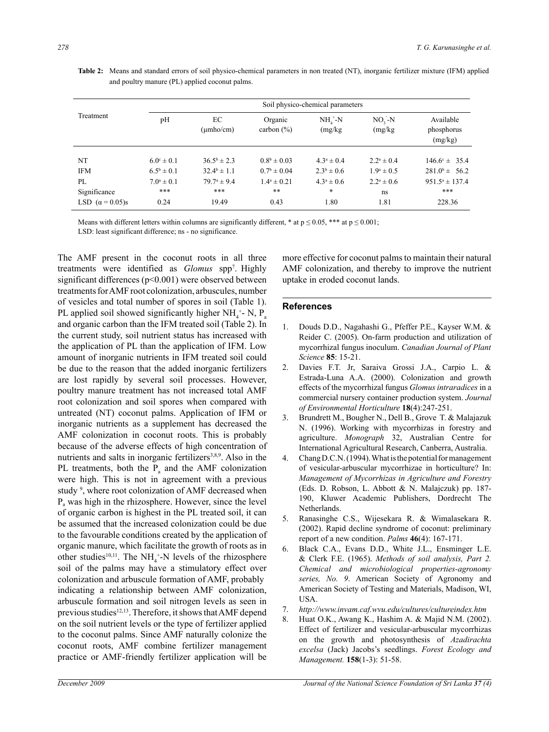**Table 2:** Means and standard errors of soil physico-chemical parameters in non treated (NT), inorganic fertilizer mixture (IFM) applied and poultry manure (PL) applied coconut palms.

| Treatment | Soil physico-chemical parameters | | | | | |
|---|---|---|---|---|---|---|
| | pH | EC (μmho/cm) | Organic carbon (%) | $NH_4^+$-N (mg/kg | $NO_3^-$-N (mg/kg | Available phosphorus (mg/kg) |
| NT | $6.0^c \pm 0.1$ | $36.5^b \pm 2.3$ | $0.8^b \pm 0.03$ | $4.3^a \pm 0.4$ | $2.2^a \pm 0.4$ | $146.6^c \pm 35.4$ |
| IFM | $6.5^b \pm 0.1$ | $32.4^b \pm 1.1$ | $0.7^b \pm 0.04$ | $2.3^b \pm 0.6$ | $1.9^a \pm 0.5$ | $281.0^b \pm 56.2$ |
| PL | $7.0^a \pm 0.1$ | $79.7^a \pm 9.4$ | $1.4^a \pm 0.21$ | $4.3^a \pm 0.6$ | $2.2^a \pm 0.6$ | $951.5^a \pm 137.4$ |
| Significance | *** | *** | ** | * | ns | *** |
| LSD ($\alpha = 0.05$)s | 0.24 | 19.49 | 0.43 | 1.80 | 1.81 | 228.36 |

Means with different letters within columns are significantly different, * at $p \leq 0.05$, *** at $p \leq 0.001$;
LSD: least significant difference; ns - no significance.

The AMF present in the coconut roots in all three treatments were identified as *Glomus* spp[7]. Highly significant differences ($p<0.001$) were observed between treatments for AMF root colonization, arbuscules, number of vesicles and total number of spores in soil (Table 1). PL applied soil showed significantly higher $NH_4^+$- N, $P_a$ and organic carbon than the IFM treated soil (Table 2). In the current study, soil nutrient status has increased with the application of PL than the application of IFM. Low amount of inorganic nutrients in IFM treated soil could be due to the reason that the added inorganic fertilizers are lost rapidly by several soil processes. However, poultry manure treatment has not increased total AMF root colonization and soil spores when compared with untreated (NT) coconut palms. Application of IFM or inorganic nutrients as a supplement has decreased the AMF colonization in coconut roots. This is probably because of the adverse effects of high concentration of nutrients and salts in inorganic fertilizers[3,8,9]. Also in the PL treatments, both the $P_a$ and the AMF colonization were high. This is not in agreement with a previous study [9], where root colonization of AMF decreased when $P_a$ was high in the rhizosphere. However, since the level of organic carbon is highest in the PL treated soil, it can be assumed that the increased colonization could be due to the favourable conditions created by the application of organic manure, which facilitate the growth of roots as in other studies[10,11]. The $NH_4^+$-N levels of the rhizosphere soil of the palms may have a stimulatory effect over colonization and arbuscule formation of AMF, probably indicating a relationship between AMF colonization, arbuscule formation and soil nitrogen levels as seen in previous studies[12,13]. Therefore, it shows that AMF depend on the soil nutrient levels or the type of fertilizer applied to the coconut palms. Since AMF naturally colonize the coconut roots, AMF combine fertilizer management practice or AMF-friendly fertilizer application will be more effective for coconut palms to maintain their natural AMF colonization, and thereby to improve the nutrient uptake in eroded coconut lands.

## References

1. Douds D.D., Nagahashi G., Pfeffer P.E., Kayser W.M. & Reider C. (2005). On-farm production and utilization of mycorrhizal fungus inoculum. *Canadian Journal of Plant Science* **85**: 15-21.
2. Davies F.T. Jr, Saraiva Grossi J.A., Carpio L. & Estrada-Luna A.A. (2000). Colonization and growth effects of the mycorrhizal fungus *Glomus intraradices* in a commercial nursery container production system. *Journal of Environmental Horticulture* **18**(4):247-251.
3. Brundrett M., Bougher N., Dell B., Grove T. & Malajazuk N. (1996). Working with mycorrhizas in forestry and agriculture. *Monograph* 32, Australian Centre for International Agricultural Research, Canberra, Australia.
4. Chang D.C.N. (1994). What is the potential for management of vesicular-arbuscular mycorrhizae in horticulture? In: *Management of Mycorrhizas in Agriculture and Forestry* (Eds. D. Robson, L. Abbott & N. Malajczuk) pp. 187-190, Kluwer Academic Publishers, Dordrecht The Netherlands.
5. Ranasinghe C.S., Wijesekara R. & Wimalasekara R. (2002). Rapid decline syndrome of coconut: preliminary report of a new condition. *Palms* **46**(4): 167-171.
6. Black C.A., Evans D.D., White J.L., Ensminger L.E. & Clerk F.E. (1965). *Methods of soil analysis, Part 2. Chemical and microbiological properties-agronomy series, No. 9*. American Society of Agronomy and American Society of Testing and Materials, Madison, WI, USA.
7. *http://www.invam.caf.wvu.edu/cultures/cultureindex.htm*
8. Huat O.K., Awang K., Hashim A. & Majid N.M. (2002). Effect of fertilizer and vesicular-arbuscular mycorrhizas on the growth and photosynthesis of *Azadirachta excelsa* (Jack) Jacobs's seedlings. *Forest Ecology and Management.* **158**(1-3): 51-58.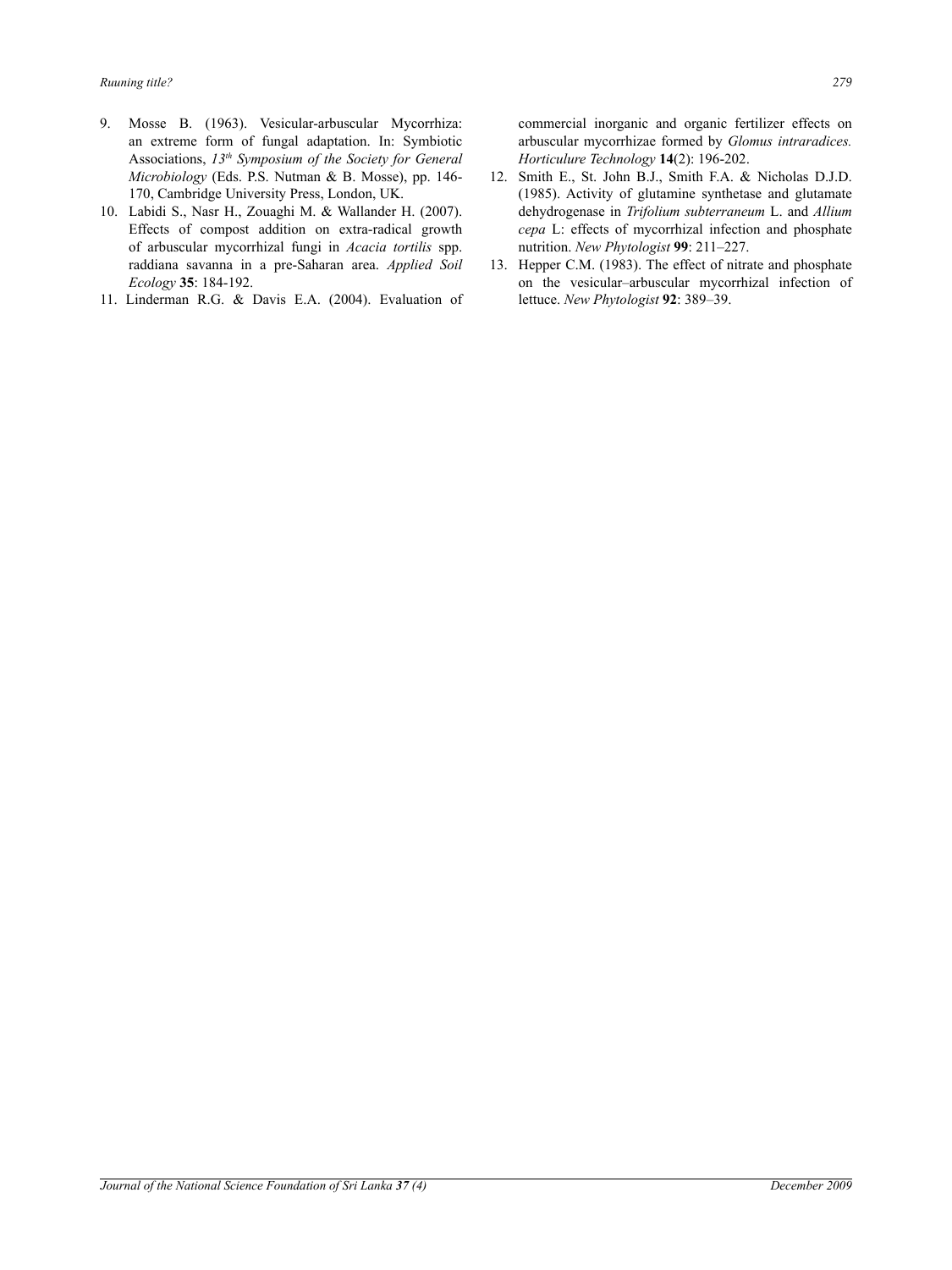9. Mosse B. (1963). Vesicular-arbuscular Mycorrhiza: an extreme form of fungal adaptation. In: Symbiotic Associations, *13th Symposium of the Society for General Microbiology* (Eds. P.S. Nutman & B. Mosse), pp. 146-170, Cambridge University Press, London, UK.
10. Labidi S., Nasr H., Zouaghi M. & Wallander H. (2007). Effects of compost addition on extra-radical growth of arbuscular mycorrhizal fungi in *Acacia tortilis* spp. raddiana savanna in a pre-Saharan area. *Applied Soil Ecology* **35**: 184-192.
11. Linderman R.G. & Davis E.A. (2004). Evaluation of commercial inorganic and organic fertilizer effects on arbuscular mycorrhizae formed by *Glomus intraradices. Horticulure Technology* **14**(2): 196-202.
12. Smith E., St. John B.J., Smith F.A. & Nicholas D.J.D. (1985). Activity of glutamine synthetase and glutamate dehydrogenase in *Trifolium subterraneum* L. and *Allium cepa* L: effects of mycorrhizal infection and phosphate nutrition. *New Phytologist* **99**: 211–227.
13. Hepper C.M. (1983). The effect of nitrate and phosphate on the vesicular–arbuscular mycorrhizal infection of lettuce. *New Phytologist* **92**: 389–39.